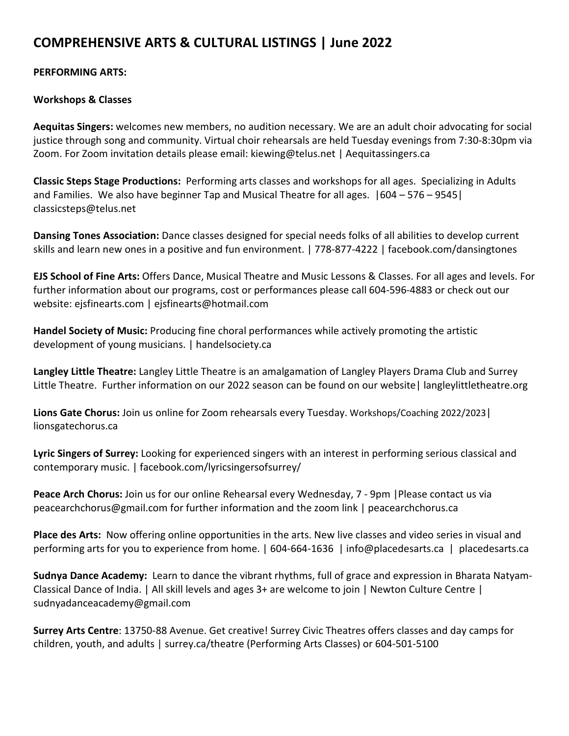# COMPREHENSIVE ARTS & CULTURAL LISTINGS | June 2022

**PERFORMING ARTS:**

**Workshops & Classes**

**Aequitas Singers:** welcomes new members, no audition necessary. We are an adult choir advocating for social justice through song and community. Virtual choir rehearsals are held Tuesday evenings from 7:30-8:30pm via Zoom. For Zoom invitation details please email: kiewing@telus.net | Aequitassingers.ca

**Classic Steps Stage Productions:** Performing arts classes and workshops for all ages. Specializing in Adults and Families. We also have beginner Tap and Musical Theatre for all ages. |604 – 576 – 9545| classicsteps@telus.net

**Dansing Tones Association:** Dance classes designed for special needs folks of all abilities to develop current skills and learn new ones in a positive and fun environment. | 778-877-4222 | facebook.com/dansingtones

**EJS School of Fine Arts:** Offers Dance, Musical Theatre and Music Lessons & Classes. For all ages and levels. For further information about our programs, cost or performances please call 604-596-4883 or check out our website: ejsfinearts.com | ejsfinearts@hotmail.com

**Handel Society of Music:** Producing fine choral performances while actively promoting the artistic development of young musicians. | handelsociety.ca

**Langley Little Theatre:** Langley Little Theatre is an amalgamation of Langley Players Drama Club and Surrey Little Theatre. Further information on our 2022 season can be found on our website| langleylittletheatre.org

**Lions Gate Chorus:** Join us online for Zoom rehearsals every Tuesday. Workshops/Coaching 2022/2023| lionsgatechorus.ca

**Lyric Singers of Surrey:** Looking for experienced singers with an interest in performing serious classical and contemporary music. | facebook.com/lyricsingersofsurrey/

**Peace Arch Chorus:** Join us for our online Rehearsal every Wednesday, 7 - 9pm |Please contact us via peacearchchorus@gmail.com for further information and the zoom link | peacearchchorus.ca

**Place des Arts:** Now offering online opportunities in the arts. New live classes and video series in visual and performing arts for you to experience from home. | 604-664-1636 | info@placedesarts.ca | placedesarts.ca

**Sudnya Dance Academy:** Learn to dance the vibrant rhythms, full of grace and expression in Bharata Natyam-Classical Dance of India. | All skill levels and ages 3+ are welcome to join | Newton Culture Centre | sudnyadanceacademy@gmail.com

**Surrey Arts Centre**: 13750-88 Avenue. Get creative! Surrey Civic Theatres offers classes and day camps for children, youth, and adults | surrey.ca/theatre (Performing Arts Classes) or 604-501-5100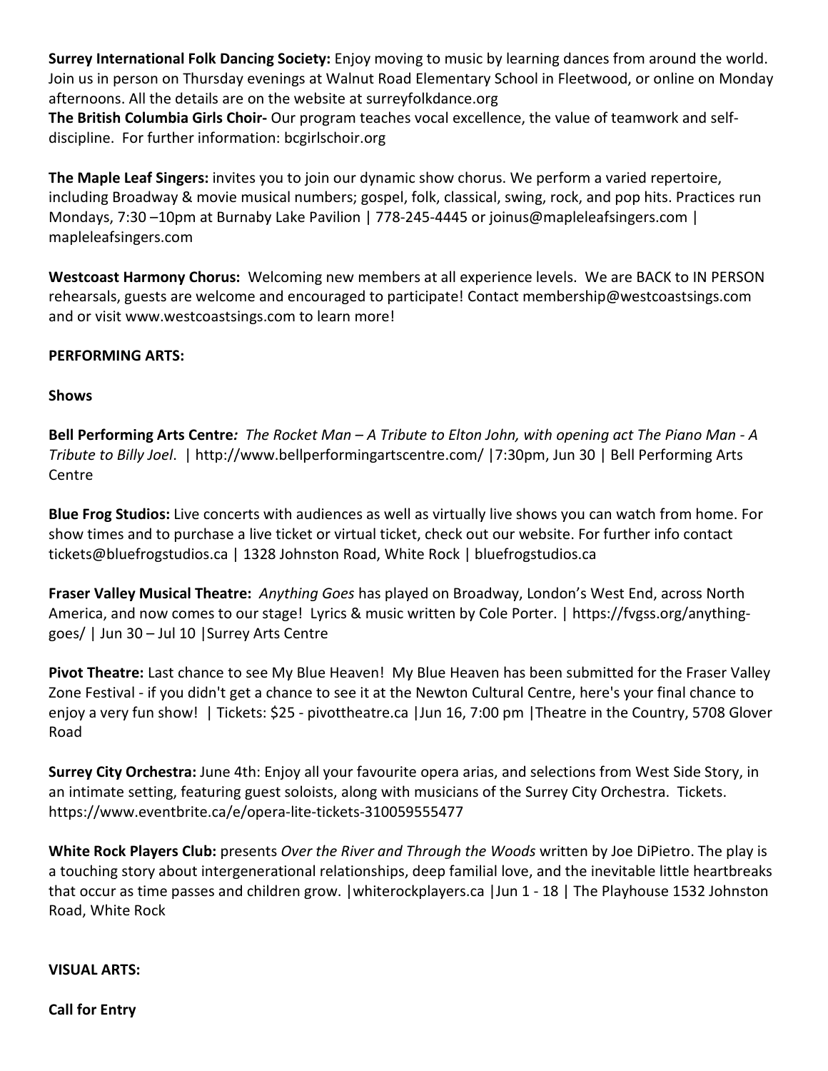**Surrey International Folk Dancing Society:** Enjoy moving to music by learning dances from around the world. Join us in person on Thursday evenings at Walnut Road Elementary School in Fleetwood, or online on Monday afternoons. All the details are on the website at surreyfolkdance.org

**The British Columbia Girls Choir-** Our program teaches vocal excellence, the value of teamwork and self-discipline. For further information: bcgirlschoir.org

**The Maple Leaf Singers:** invites you to join our dynamic show chorus. We perform a varied repertoire, including Broadway & movie musical numbers; gospel, folk, classical, swing, rock, and pop hits. Practices run Mondays, 7:30 –10pm at Burnaby Lake Pavilion | 778-245-4445 or joinus@mapleleafsingers.com | mapleleafsingers.com

**Westcoast Harmony Chorus:** Welcoming new members at all experience levels. We are BACK to IN PERSON rehearsals, guests are welcome and encouraged to participate! Contact membership@westcoastsings.com and or visit www.westcoastsings.com to learn more!

**PERFORMING ARTS:**

**Shows**

**Bell Performing Arts Centre***: The Rocket Man – A Tribute to Elton John, with opening act The Piano Man - A Tribute to Billy Joel*. | http://www.bellperformingartscentre.com/ |7:30pm, Jun 30 | Bell Performing Arts Centre

**Blue Frog Studios:** Live concerts with audiences as well as virtually live shows you can watch from home. For show times and to purchase a live ticket or virtual ticket, check out our website. For further info contact tickets@bluefrogstudios.ca | 1328 Johnston Road, White Rock | bluefrogstudios.ca

**Fraser Valley Musical Theatre:** *Anything Goes* has played on Broadway, London's West End, across North America, and now comes to our stage! Lyrics & music written by Cole Porter. | https://fvgss.org/anything-goes/ | Jun 30 – Jul 10 |Surrey Arts Centre

**Pivot Theatre:** Last chance to see My Blue Heaven! My Blue Heaven has been submitted for the Fraser Valley Zone Festival - if you didn't get a chance to see it at the Newton Cultural Centre, here's your final chance to enjoy a very fun show! | Tickets: $25 - pivottheatre.ca |Jun 16, 7:00 pm |Theatre in the Country, 5708 Glover Road

**Surrey City Orchestra:** June 4th: Enjoy all your favourite opera arias, and selections from West Side Story, in an intimate setting, featuring guest soloists, along with musicians of the Surrey City Orchestra. Tickets. https://www.eventbrite.ca/e/opera-lite-tickets-310059555477

**White Rock Players Club:** presents *Over the River and Through the Woods* written by Joe DiPietro. The play is a touching story about intergenerational relationships, deep familial love, and the inevitable little heartbreaks that occur as time passes and children grow. |whiterockplayers.ca |Jun 1 - 18 | The Playhouse 1532 Johnston Road, White Rock

**VISUAL ARTS:**

**Call for Entry**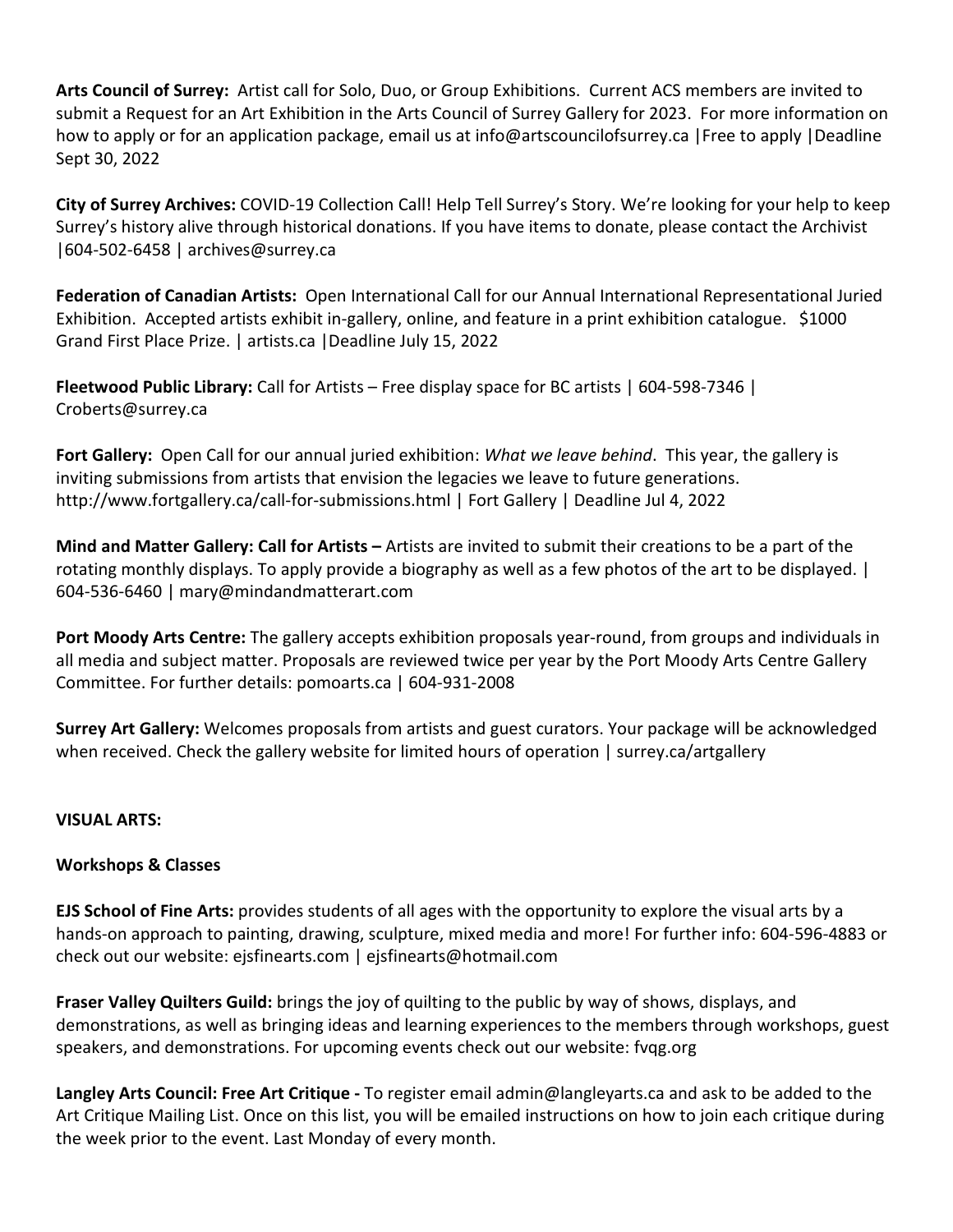**Arts Council of Surrey:** Artist call for Solo, Duo, or Group Exhibitions. Current ACS members are invited to submit a Request for an Art Exhibition in the Arts Council of Surrey Gallery for 2023. For more information on how to apply or for an application package, email us at info@artscouncilofsurrey.ca |Free to apply |Deadline Sept 30, 2022

**City of Surrey Archives:** COVID-19 Collection Call! Help Tell Surrey's Story. We're looking for your help to keep Surrey's history alive through historical donations. If you have items to donate, please contact the Archivist |604-502-6458 | archives@surrey.ca

**Federation of Canadian Artists:** Open International Call for our Annual International Representational Juried Exhibition. Accepted artists exhibit in-gallery, online, and feature in a print exhibition catalogue. $1000 Grand First Place Prize. | artists.ca |Deadline July 15, 2022

**Fleetwood Public Library:** Call for Artists – Free display space for BC artists | 604-598-7346 | Croberts@surrey.ca

**Fort Gallery:** Open Call for our annual juried exhibition: *What we leave behind*. This year, the gallery is inviting submissions from artists that envision the legacies we leave to future generations. http://www.fortgallery.ca/call-for-submissions.html | Fort Gallery | Deadline Jul 4, 2022

**Mind and Matter Gallery: Call for Artists –** Artists are invited to submit their creations to be a part of the rotating monthly displays. To apply provide a biography as well as a few photos of the art to be displayed. | 604-536-6460 | mary@mindandmatterart.com

**Port Moody Arts Centre:** The gallery accepts exhibition proposals year-round, from groups and individuals in all media and subject matter. Proposals are reviewed twice per year by the Port Moody Arts Centre Gallery Committee. For further details: pomoarts.ca | 604-931-2008

**Surrey Art Gallery:** Welcomes proposals from artists and guest curators. Your package will be acknowledged when received. Check the gallery website for limited hours of operation | surrey.ca/artgallery

## VISUAL ARTS:

### Workshops & Classes

**EJS School of Fine Arts:** provides students of all ages with the opportunity to explore the visual arts by a hands-on approach to painting, drawing, sculpture, mixed media and more! For further info: 604-596-4883 or check out our website: ejsfinearts.com | ejsfinearts@hotmail.com

**Fraser Valley Quilters Guild:** brings the joy of quilting to the public by way of shows, displays, and demonstrations, as well as bringing ideas and learning experiences to the members through workshops, guest speakers, and demonstrations. For upcoming events check out our website: fvqg.org

**Langley Arts Council: Free Art Critique -** To register email admin@langleyarts.ca and ask to be added to the Art Critique Mailing List. Once on this list, you will be emailed instructions on how to join each critique during the week prior to the event. Last Monday of every month.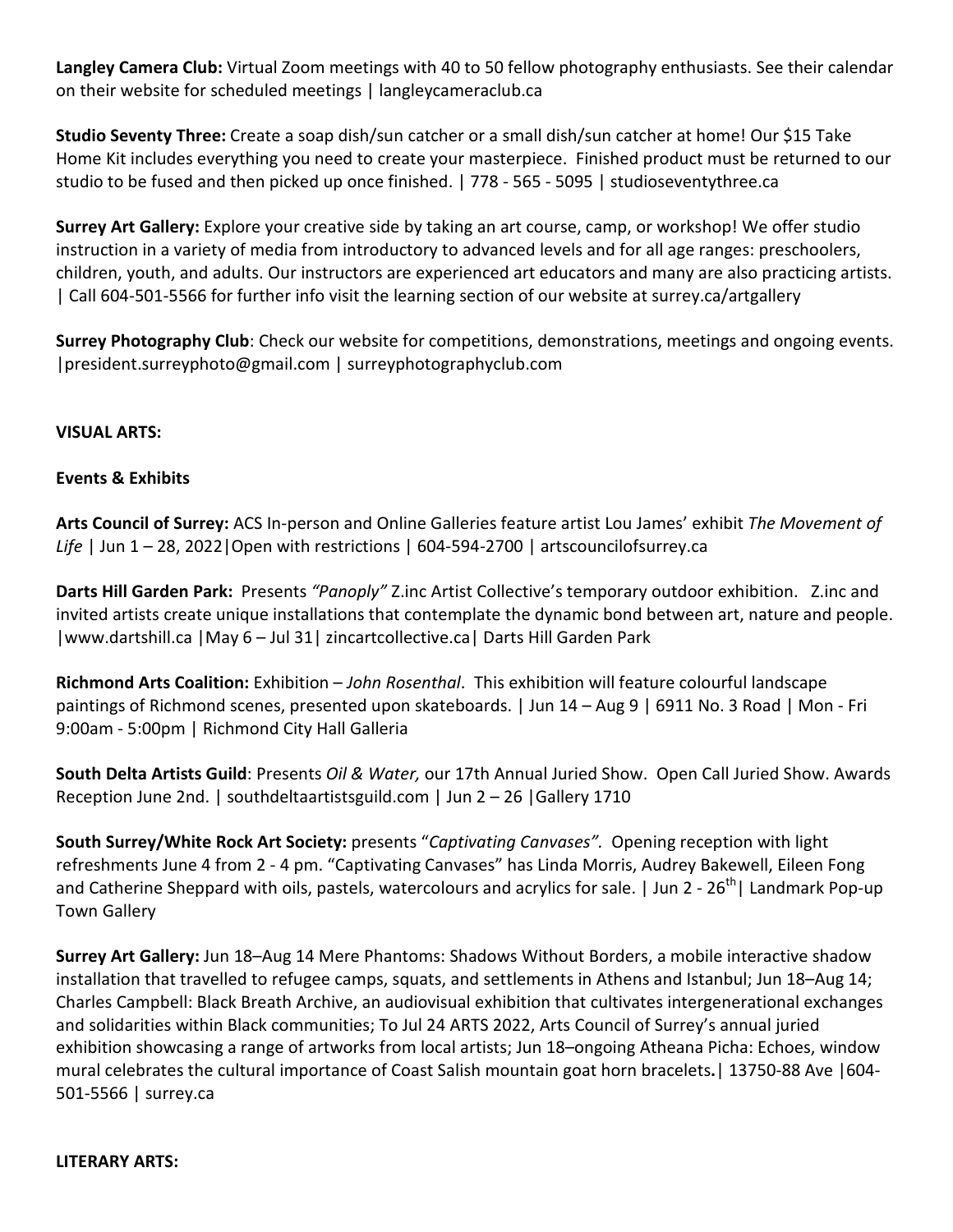**Langley Camera Club:** Virtual Zoom meetings with 40 to 50 fellow photography enthusiasts. See their calendar on their website for scheduled meetings | langleycameraclub.ca

**Studio Seventy Three:** Create a soap dish/sun catcher or a small dish/sun catcher at home! Our $15 Take Home Kit includes everything you need to create your masterpiece. Finished product must be returned to our studio to be fused and then picked up once finished. | 778 - 565 - 5095 | studioseventythree.ca

**Surrey Art Gallery:** Explore your creative side by taking an art course, camp, or workshop! We offer studio instruction in a variety of media from introductory to advanced levels and for all age ranges: preschoolers, children, youth, and adults. Our instructors are experienced art educators and many are also practicing artists. | Call 604-501-5566 for further info visit the learning section of our website at surrey.ca/artgallery

**Surrey Photography Club**: Check our website for competitions, demonstrations, meetings and ongoing events. |president.surreyphoto@gmail.com | surreyphotographyclub.com

**VISUAL ARTS:**

**Events & Exhibits**

**Arts Council of Surrey:** ACS In-person and Online Galleries feature artist Lou James' exhibit *The Movement of Life* | Jun 1 – 28, 2022|Open with restrictions | 604-594-2700 | artscouncilofsurrey.ca

**Darts Hill Garden Park:** Presents *"Panoply"* Z.inc Artist Collective's temporary outdoor exhibition. Z.inc and invited artists create unique installations that contemplate the dynamic bond between art, nature and people. |www.dartshill.ca |May 6 – Jul 31| zincartcollective.ca| Darts Hill Garden Park

**Richmond Arts Coalition:** Exhibition – *John Rosenthal*. This exhibition will feature colourful landscape paintings of Richmond scenes, presented upon skateboards. | Jun 14 – Aug 9 | 6911 No. 3 Road | Mon - Fri 9:00am - 5:00pm | Richmond City Hall Galleria

**South Delta Artists Guild**: Presents *Oil & Water,* our 17th Annual Juried Show. Open Call Juried Show. Awards Reception June 2nd. | southdeltaartistsguild.com | Jun 2 – 26 |Gallery 1710

**South Surrey/White Rock Art Society:** presents "*Captivating Canvases".* Opening reception with light refreshments June 4 from 2 - 4 pm. "Captivating Canvases" has Linda Morris, Audrey Bakewell, Eileen Fong and Catherine Sheppard with oils, pastels, watercolours and acrylics for sale. | Jun 2 - 26th| Landmark Pop-up Town Gallery

**Surrey Art Gallery:** Jun 18–Aug 14 Mere Phantoms: Shadows Without Borders, a mobile interactive shadow installation that travelled to refugee camps, squats, and settlements in Athens and Istanbul; Jun 18–Aug 14; Charles Campbell: Black Breath Archive, an audiovisual exhibition that cultivates intergenerational exchanges and solidarities within Black communities; To Jul 24 ARTS 2022, Arts Council of Surrey's annual juried exhibition showcasing a range of artworks from local artists; Jun 18–ongoing Atheana Picha: Echoes, window mural celebrates the cultural importance of Coast Salish mountain goat horn bracelets.| 13750-88 Ave |604-501-5566 | surrey.ca

**LITERARY ARTS:**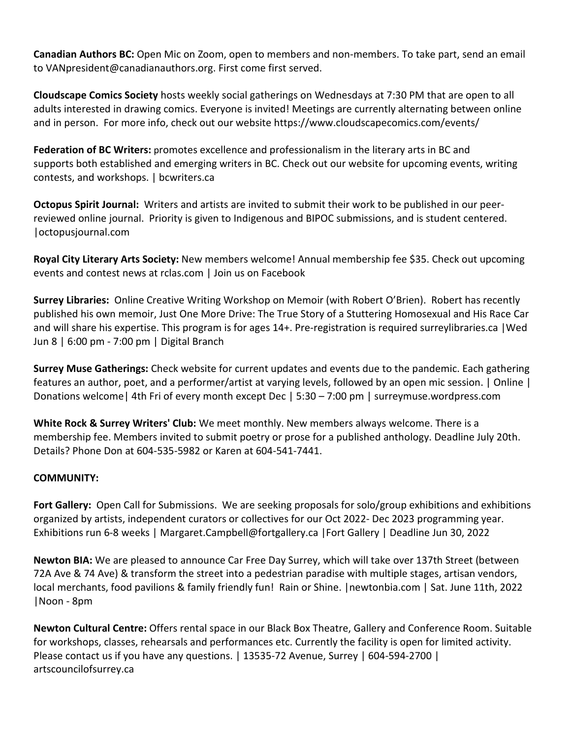**Canadian Authors BC:** Open Mic on Zoom, open to members and non-members. To take part, send an email to VANpresident@canadianauthors.org. First come first served.

**Cloudscape Comics Society** hosts weekly social gatherings on Wednesdays at 7:30 PM that are open to all adults interested in drawing comics. Everyone is invited! Meetings are currently alternating between online and in person. For more info, check out our website https://www.cloudscapecomics.com/events/

**Federation of BC Writers:** promotes excellence and professionalism in the literary arts in BC and supports both established and emerging writers in BC. Check out our website for upcoming events, writing contests, and workshops. | bcwriters.ca

**Octopus Spirit Journal:** Writers and artists are invited to submit their work to be published in our peer-reviewed online journal. Priority is given to Indigenous and BIPOC submissions, and is student centered. |octopusjournal.com

**Royal City Literary Arts Society:** New members welcome! Annual membership fee $35. Check out upcoming events and contest news at rclas.com | Join us on Facebook

**Surrey Libraries:** Online Creative Writing Workshop on Memoir (with Robert O'Brien). Robert has recently published his own memoir, Just One More Drive: The True Story of a Stuttering Homosexual and His Race Car and will share his expertise. This program is for ages 14+. Pre-registration is required surreylibraries.ca |Wed Jun 8 | 6:00 pm - 7:00 pm | Digital Branch

**Surrey Muse Gatherings:** Check website for current updates and events due to the pandemic. Each gathering features an author, poet, and a performer/artist at varying levels, followed by an open mic session. | Online | Donations welcome| 4th Fri of every month except Dec | 5:30 – 7:00 pm | surreymuse.wordpress.com

**White Rock & Surrey Writers' Club:** We meet monthly. New members always welcome. There is a membership fee. Members invited to submit poetry or prose for a published anthology. Deadline July 20th. Details? Phone Don at 604-535-5982 or Karen at 604-541-7441.

**COMMUNITY:**

**Fort Gallery:** Open Call for Submissions. We are seeking proposals for solo/group exhibitions and exhibitions organized by artists, independent curators or collectives for our Oct 2022- Dec 2023 programming year. Exhibitions run 6-8 weeks | Margaret.Campbell@fortgallery.ca |Fort Gallery | Deadline Jun 30, 2022

**Newton BIA:** We are pleased to announce Car Free Day Surrey, which will take over 137th Street (between 72A Ave & 74 Ave) & transform the street into a pedestrian paradise with multiple stages, artisan vendors, local merchants, food pavilions & family friendly fun! Rain or Shine. |newtonbia.com | Sat. June 11th, 2022 |Noon - 8pm

**Newton Cultural Centre:** Offers rental space in our Black Box Theatre, Gallery and Conference Room. Suitable for workshops, classes, rehearsals and performances etc. Currently the facility is open for limited activity. Please contact us if you have any questions. | 13535-72 Avenue, Surrey | 604-594-2700 | artscouncilofsurrey.ca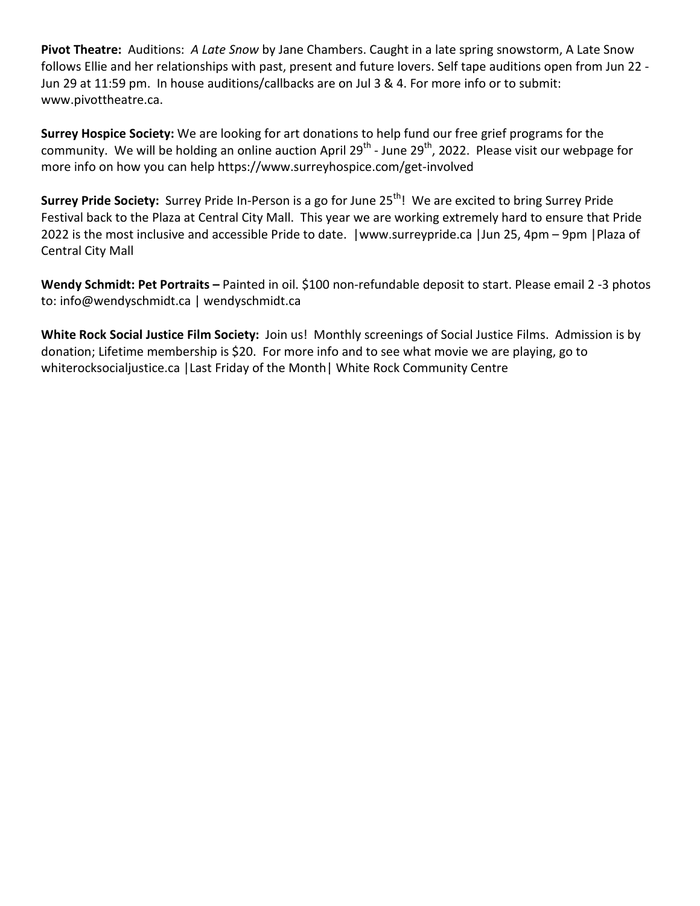**Pivot Theatre:** Auditions: *A Late Snow* by Jane Chambers. Caught in a late spring snowstorm, A Late Snow follows Ellie and her relationships with past, present and future lovers. Self tape auditions open from Jun 22 - Jun 29 at 11:59 pm. In house auditions/callbacks are on Jul 3 & 4. For more info or to submit: www.pivottheatre.ca.

**Surrey Hospice Society:** We are looking for art donations to help fund our free grief programs for the community. We will be holding an online auction April 29th - June 29th, 2022. Please visit our webpage for more info on how you can help https://www.surreyhospice.com/get-involved

**Surrey Pride Society:** Surrey Pride In-Person is a go for June 25th! We are excited to bring Surrey Pride Festival back to the Plaza at Central City Mall. This year we are working extremely hard to ensure that Pride 2022 is the most inclusive and accessible Pride to date. |www.surreypride.ca |Jun 25, 4pm – 9pm |Plaza of Central City Mall

**Wendy Schmidt: Pet Portraits –** Painted in oil. $100 non-refundable deposit to start. Please email 2 -3 photos to: info@wendyschmidt.ca | wendyschmidt.ca

**White Rock Social Justice Film Society:** Join us! Monthly screenings of Social Justice Films. Admission is by donation; Lifetime membership is $20. For more info and to see what movie we are playing, go to whiterocksocialjustice.ca |Last Friday of the Month| White Rock Community Centre